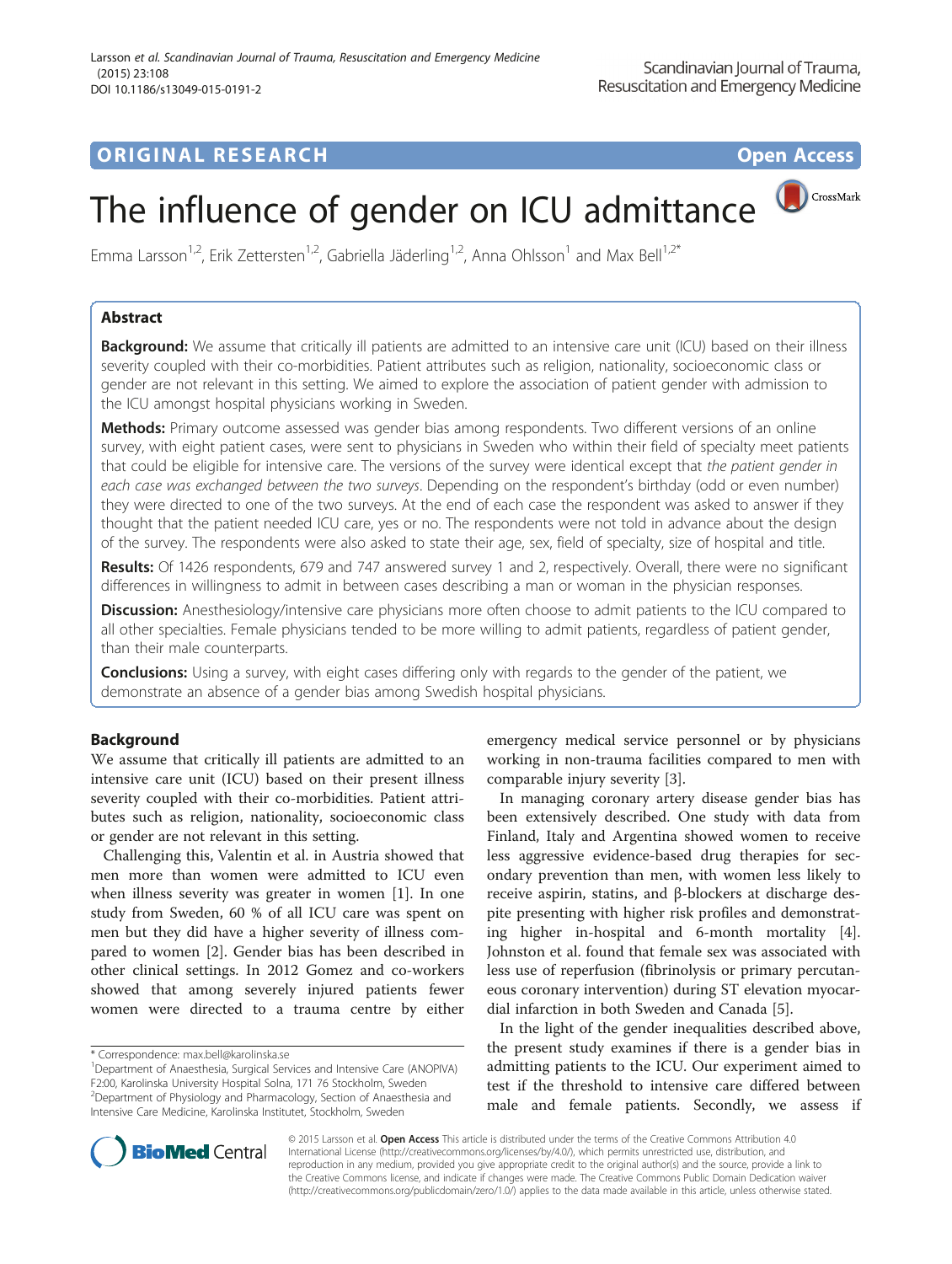ORIGINAL RESEARCH | Open Access

# The influence of gender on ICU admittance

Emma Larsson[1,2], Erik Zettersten[1,2], Gabriella Jäderling[1,2], Anna Ohlsson[1] and Max Bell[1,2*]

## Abstract

**Background:** We assume that critically ill patients are admitted to an intensive care unit (ICU) based on their illness severity coupled with their co-morbidities. Patient attributes such as religion, nationality, socioeconomic class or gender are not relevant in this setting. We aimed to explore the association of patient gender with admission to the ICU amongst hospital physicians working in Sweden.

**Methods:** Primary outcome assessed was gender bias among respondents. Two different versions of an online survey, with eight patient cases, were sent to physicians in Sweden who within their field of specialty meet patients that could be eligible for intensive care. The versions of the survey were identical except that *the patient gender in each case was exchanged between the two surveys*. Depending on the respondent's birthday (odd or even number) they were directed to one of the two surveys. At the end of each case the respondent was asked to answer if they thought that the patient needed ICU care, yes or no. The respondents were not told in advance about the design of the survey. The respondents were also asked to state their age, sex, field of specialty, size of hospital and title.

**Results:** Of 1426 respondents, 679 and 747 answered survey 1 and 2, respectively. Overall, there were no significant differences in willingness to admit in between cases describing a man or woman in the physician responses.

**Discussion:** Anesthesiology/intensive care physicians more often choose to admit patients to the ICU compared to all other specialties. Female physicians tended to be more willing to admit patients, regardless of patient gender, than their male counterparts.

**Conclusions:** Using a survey, with eight cases differing only with regards to the gender of the patient, we demonstrate an absence of a gender bias among Swedish hospital physicians.

## Background

We assume that critically ill patients are admitted to an intensive care unit (ICU) based on their present illness severity coupled with their co-morbidities. Patient attributes such as religion, nationality, socioeconomic class or gender are not relevant in this setting.

Challenging this, Valentin et al. in Austria showed that men more than women were admitted to ICU even when illness severity was greater in women [1]. In one study from Sweden, 60 % of all ICU care was spent on men but they did have a higher severity of illness compared to women [2]. Gender bias has been described in other clinical settings. In 2012 Gomez and co-workers showed that among severely injured patients fewer women were directed to a trauma centre by either emergency medical service personnel or by physicians working in non-trauma facilities compared to men with comparable injury severity [3].

In managing coronary artery disease gender bias has been extensively described. One study with data from Finland, Italy and Argentina showed women to receive less aggressive evidence-based drug therapies for secondary prevention than men, with women less likely to receive aspirin, statins, and β-blockers at discharge despite presenting with higher risk profiles and demonstrating higher in-hospital and 6-month mortality [4]. Johnston et al. found that female sex was associated with less use of reperfusion (fibrinolysis or primary percutaneous coronary intervention) during ST elevation myocardial infarction in both Sweden and Canada [5].

In the light of the gender inequalities described above, the present study examines if there is a gender bias in admitting patients to the ICU. Our experiment aimed to test if the threshold to intensive care differed between male and female patients. Secondly, we assess if

\* Correspondence: max.bell@karolinska.se
[1]Department of Anaesthesia, Surgical Services and Intensive Care (ANOPIVA) F2:00, Karolinska University Hospital Solna, 171 76 Stockholm, Sweden
[2]Department of Physiology and Pharmacology, Section of Anaesthesia and Intensive Care Medicine, Karolinska Institutet, Stockholm, Sweden

© 2015 Larsson et al. **Open Access** This article is distributed under the terms of the Creative Commons Attribution 4.0 International License (http://creativecommons.org/licenses/by/4.0/), which permits unrestricted use, distribution, and reproduction in any medium, provided you give appropriate credit to the original author(s) and the source, provide a link to the Creative Commons license, and indicate if changes were made. The Creative Commons Public Domain Dedication waiver (http://creativecommons.org/publicdomain/zero/1.0/) applies to the data made available in this article, unless otherwise stated.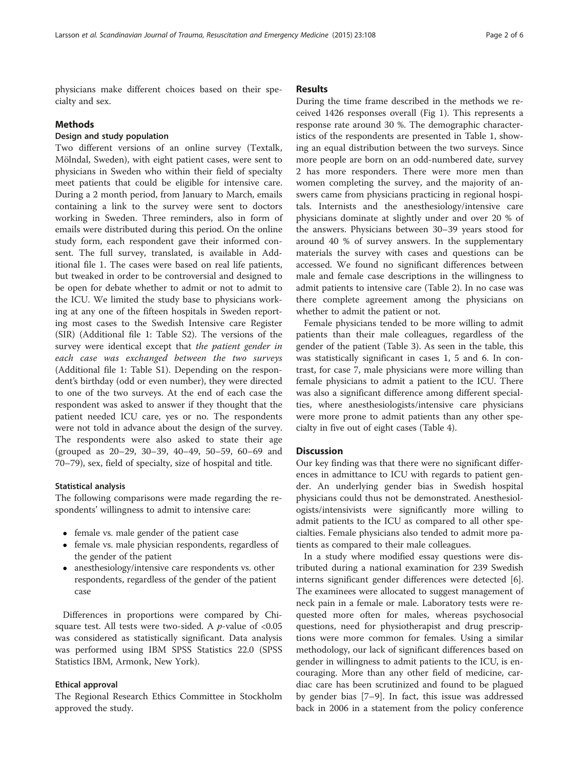physicians make different choices based on their specialty and sex.

## Methods

### Design and study population

Two different versions of an online survey (Textalk, Mölndal, Sweden), with eight patient cases, were sent to physicians in Sweden who within their field of specialty meet patients that could be eligible for intensive care. During a 2 month period, from January to March, emails containing a link to the survey were sent to doctors working in Sweden. Three reminders, also in form of emails were distributed during this period. On the online study form, each respondent gave their informed consent. The full survey, translated, is available in Additional file 1. The cases were based on real life patients, but tweaked in order to be controversial and designed to be open for debate whether to admit or not to admit to the ICU. We limited the study base to physicians working at any one of the fifteen hospitals in Sweden reporting most cases to the Swedish Intensive care Register (SIR) (Additional file 1: Table S2). The versions of the survey were identical except that *the patient gender in each case was exchanged between the two surveys* (Additional file 1: Table S1). Depending on the respondent's birthday (odd or even number), they were directed to one of the two surveys. At the end of each case the respondent was asked to answer if they thought that the patient needed ICU care, yes or no. The respondents were not told in advance about the design of the survey. The respondents were also asked to state their age (grouped as 20–29, 30–39, 40–49, 50–59, 60–69 and 70–79), sex, field of specialty, size of hospital and title.

### Statistical analysis

The following comparisons were made regarding the respondents' willingness to admit to intensive care:

- female vs. male gender of the patient case
- female vs. male physician respondents, regardless of the gender of the patient
- anesthesiology/intensive care respondents vs. other respondents, regardless of the gender of the patient case

Differences in proportions were compared by Chi-square test. All tests were two-sided. A $p$-value of <0.05 was considered as statistically significant. Data analysis was performed using IBM SPSS Statistics 22.0 (SPSS Statistics IBM, Armonk, New York).

### Ethical approval

The Regional Research Ethics Committee in Stockholm approved the study.

## Results

During the time frame described in the methods we received 1426 responses overall (Fig 1). This represents a response rate around 30 %. The demographic characteristics of the respondents are presented in Table 1, showing an equal distribution between the two surveys. Since more people are born on an odd-numbered date, survey 2 has more responders. There were more men than women completing the survey, and the majority of answers came from physicians practicing in regional hospitals. Internists and the anesthesiology/intensive care physicians dominate at slightly under and over 20 % of the answers. Physicians between 30–39 years stood for around 40 % of survey answers. In the supplementary materials the survey with cases and questions can be accessed. We found no significant differences between male and female case descriptions in the willingness to admit patients to intensive care (Table 2). In no case was there complete agreement among the physicians on whether to admit the patient or not.

Female physicians tended to be more willing to admit patients than their male colleagues, regardless of the gender of the patient (Table 3). As seen in the table, this was statistically significant in cases 1, 5 and 6. In contrast, for case 7, male physicians were more willing than female physicians to admit a patient to the ICU. There was also a significant difference among different specialties, where anesthesiologists/intensive care physicians were more prone to admit patients than any other specialty in five out of eight cases (Table 4).

## Discussion

Our key finding was that there were no significant differences in admittance to ICU with regards to patient gender. An underlying gender bias in Swedish hospital physicians could thus not be demonstrated. Anesthesiologists/intensivists were significantly more willing to admit patients to the ICU as compared to all other specialties. Female physicians also tended to admit more patients as compared to their male colleagues.

In a study where modified essay questions were distributed during a national examination for 239 Swedish interns significant gender differences were detected [6]. The examinees were allocated to suggest management of neck pain in a female or male. Laboratory tests were requested more often for males, whereas psychosocial questions, need for physiotherapist and drug prescriptions were more common for females. Using a similar methodology, our lack of significant differences based on gender in willingness to admit patients to the ICU, is encouraging. More than any other field of medicine, cardiac care has been scrutinized and found to be plagued by gender bias [7–9]. In fact, this issue was addressed back in 2006 in a statement from the policy conference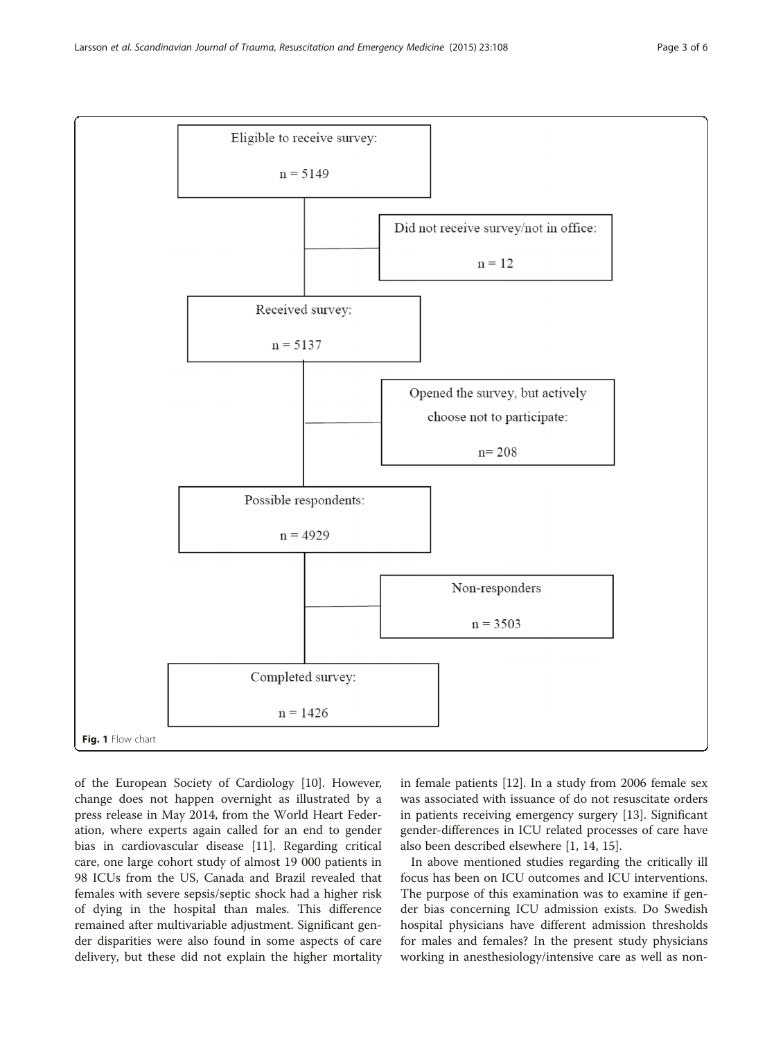Eligible to receive survey:

n = 5149

Did not receive survey/not in office:

n = 12

Received survey:

n = 5137

Opened the survey, but actively choose not to participate:

n= 208

Possible respondents:

n = 4929

Non-responders

n = 3503

Completed survey:

n = 1426

**Fig. 1** Flow chart

of the European Society of Cardiology [10]. However, change does not happen overnight as illustrated by a press release in May 2014, from the World Heart Federation, where experts again called for an end to gender bias in cardiovascular disease [11]. Regarding critical care, one large cohort study of almost 19 000 patients in 98 ICUs from the US, Canada and Brazil revealed that females with severe sepsis/septic shock had a higher risk of dying in the hospital than males. This difference remained after multivariable adjustment. Significant gender disparities were also found in some aspects of care delivery, but these did not explain the higher mortality in female patients [12]. In a study from 2006 female sex was associated with issuance of do not resuscitate orders in patients receiving emergency surgery [13]. Significant gender-differences in ICU related processes of care have also been described elsewhere [1, 14, 15].

In above mentioned studies regarding the critically ill focus has been on ICU outcomes and ICU interventions. The purpose of this examination was to examine if gender bias concerning ICU admission exists. Do Swedish hospital physicians have different admission thresholds for males and females? In the present study physicians working in anesthesiology/intensive care as well as non-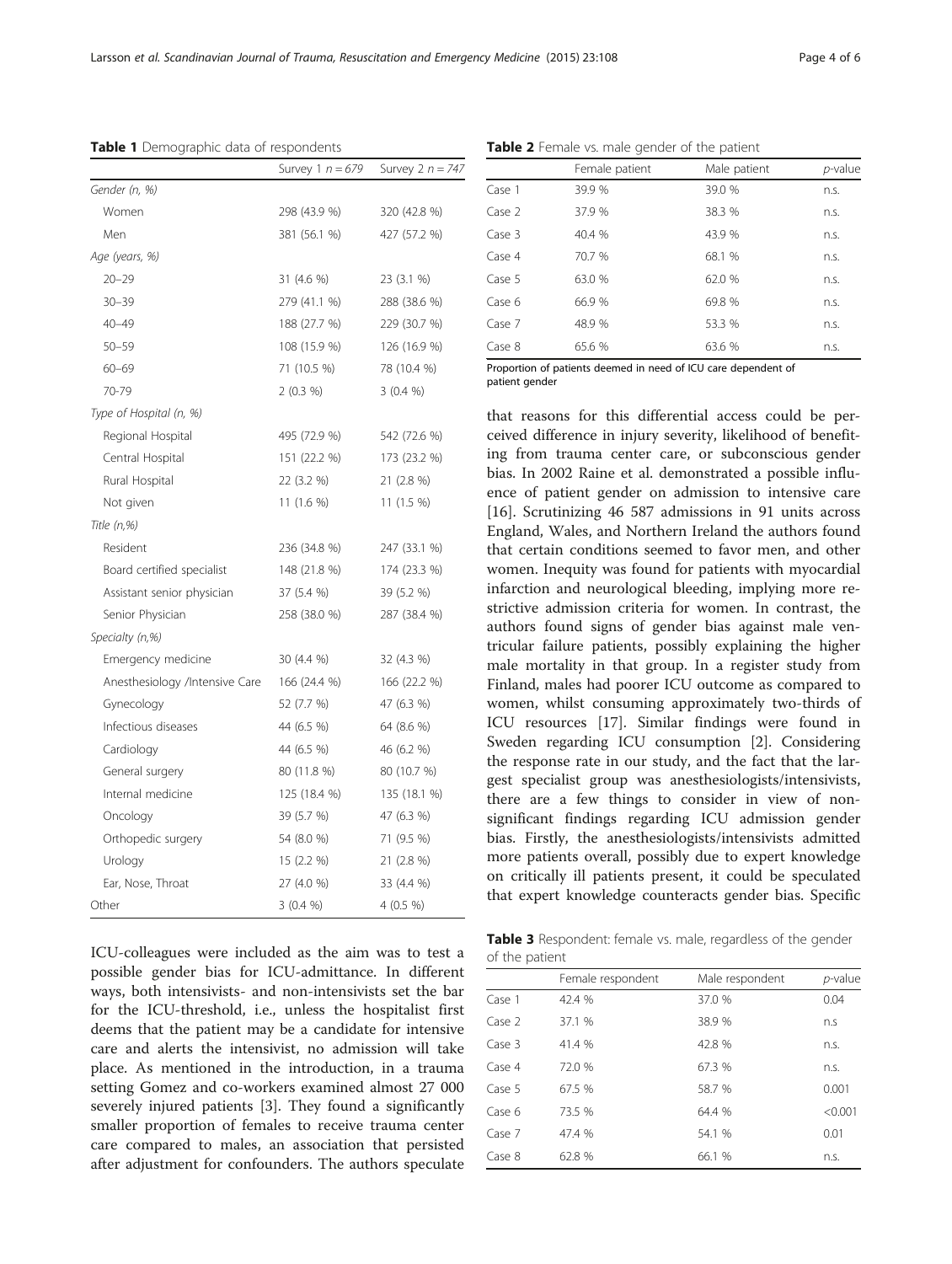**Table 1** Demographic data of respondents

| | Survey 1 $n = 679$ | Survey 2 $n = 747$ |
|---|---|---|
| *Gender (n, %)* | | |
| Women | 298 (43.9 %) | 320 (42.8 %) |
| Men | 381 (56.1 %) | 427 (57.2 %) |
| *Age (years, %)* | | |
| 20–29 | 31 (4.6 %) | 23 (3.1 %) |
| 30–39 | 279 (41.1 %) | 288 (38.6 %) |
| 40–49 | 188 (27.7 %) | 229 (30.7 %) |
| 50–59 | 108 (15.9 %) | 126 (16.9 %) |
| 60–69 | 71 (10.5 %) | 78 (10.4 %) |
| 70-79 | 2 (0.3 %) | 3 (0.4 %) |
| *Type of Hospital (n, %)* | | |
| Regional Hospital | 495 (72.9 %) | 542 (72.6 %) |
| Central Hospital | 151 (22.2 %) | 173 (23.2 %) |
| Rural Hospital | 22 (3.2 %) | 21 (2.8 %) |
| Not given | 11 (1.6 %) | 11 (1.5 %) |
| *Title (n,%)* | | |
| Resident | 236 (34.8 %) | 247 (33.1 %) |
| Board certified specialist | 148 (21.8 %) | 174 (23.3 %) |
| Assistant senior physician | 37 (5.4 %) | 39 (5.2 %) |
| Senior Physician | 258 (38.0 %) | 287 (38.4 %) |
| *Specialty (n,%)* | | |
| Emergency medicine | 30 (4.4 %) | 32 (4.3 %) |
| Anesthesiology /Intensive Care | 166 (24.4 %) | 166 (22.2 %) |
| Gynecology | 52 (7.7 %) | 47 (6.3 %) |
| Infectious diseases | 44 (6.5 %) | 64 (8.6 %) |
| Cardiology | 44 (6.5 %) | 46 (6.2 %) |
| General surgery | 80 (11.8 %) | 80 (10.7 %) |
| Internal medicine | 125 (18.4 %) | 135 (18.1 %) |
| Oncology | 39 (5.7 %) | 47 (6.3 %) |
| Orthopedic surgery | 54 (8.0 %) | 71 (9.5 %) |
| Urology | 15 (2.2 %) | 21 (2.8 %) |
| Ear, Nose, Throat | 27 (4.0 %) | 33 (4.4 %) |
| Other | 3 (0.4 %) | 4 (0.5 %) |

ICU-colleagues were included as the aim was to test a possible gender bias for ICU-admittance. In different ways, both intensivists- and non-intensivists set the bar for the ICU-threshold, i.e., unless the hospitalist first deems that the patient may be a candidate for intensive care and alerts the intensivist, no admission will take place. As mentioned in the introduction, in a trauma setting Gomez and co-workers examined almost 27 000 severely injured patients [3]. They found a significantly smaller proportion of females to receive trauma center care compared to males, an association that persisted after adjustment for confounders. The authors speculate that reasons for this differential access could be perceived difference in injury severity, likelihood of benefiting from trauma center care, or subconscious gender bias. In 2002 Raine et al. demonstrated a possible influence of patient gender on admission to intensive care [16]. Scrutinizing 46 587 admissions in 91 units across England, Wales, and Northern Ireland the authors found that certain conditions seemed to favor men, and other women. Inequity was found for patients with myocardial infarction and neurological bleeding, implying more restrictive admission criteria for women. In contrast, the authors found signs of gender bias against male ventricular failure patients, possibly explaining the higher male mortality in that group. In a register study from Finland, males had poorer ICU outcome as compared to women, whilst consuming approximately two-thirds of ICU resources [17]. Similar findings were found in Sweden regarding ICU consumption [2]. Considering the response rate in our study, and the fact that the largest specialist group was anesthesiologists/intensivists, there are a few things to consider in view of non-significant findings regarding ICU admission gender bias. Firstly, the anesthesiologists/intensivists admitted more patients overall, possibly due to expert knowledge on critically ill patients present, it could be speculated that expert knowledge counteracts gender bias. Specific

**Table 2** Female vs. male gender of the patient

| | Female patient | Male patient | *p*-value |
|---|---|---|---|
| Case 1 | 39.9 % | 39.0 % | n.s. |
| Case 2 | 37.9 % | 38.3 % | n.s. |
| Case 3 | 40.4 % | 43.9 % | n.s. |
| Case 4 | 70.7 % | 68.1 % | n.s. |
| Case 5 | 63.0 % | 62.0 % | n.s. |
| Case 6 | 66.9 % | 69.8 % | n.s. |
| Case 7 | 48.9 % | 53.3 % | n.s. |
| Case 8 | 65.6 % | 63.6 % | n.s. |

Proportion of patients deemed in need of ICU care dependent of patient gender

**Table 3** Respondent: female vs. male, regardless of the gender of the patient

| | Female respondent | Male respondent | *p*-value |
|---|---|---|---|
| Case 1 | 42.4 % | 37.0 % | 0.04 |
| Case 2 | 37.1 % | 38.9 % | n.s |
| Case 3 | 41.4 % | 42.8 % | n.s. |
| Case 4 | 72.0 % | 67.3 % | n.s. |
| Case 5 | 67.5 % | 58.7 % | 0.001 |
| Case 6 | 73.5 % | 64.4 % | <0.001 |
| Case 7 | 47.4 % | 54.1 % | 0.01 |
| Case 8 | 62.8 % | 66.1 % | n.s. |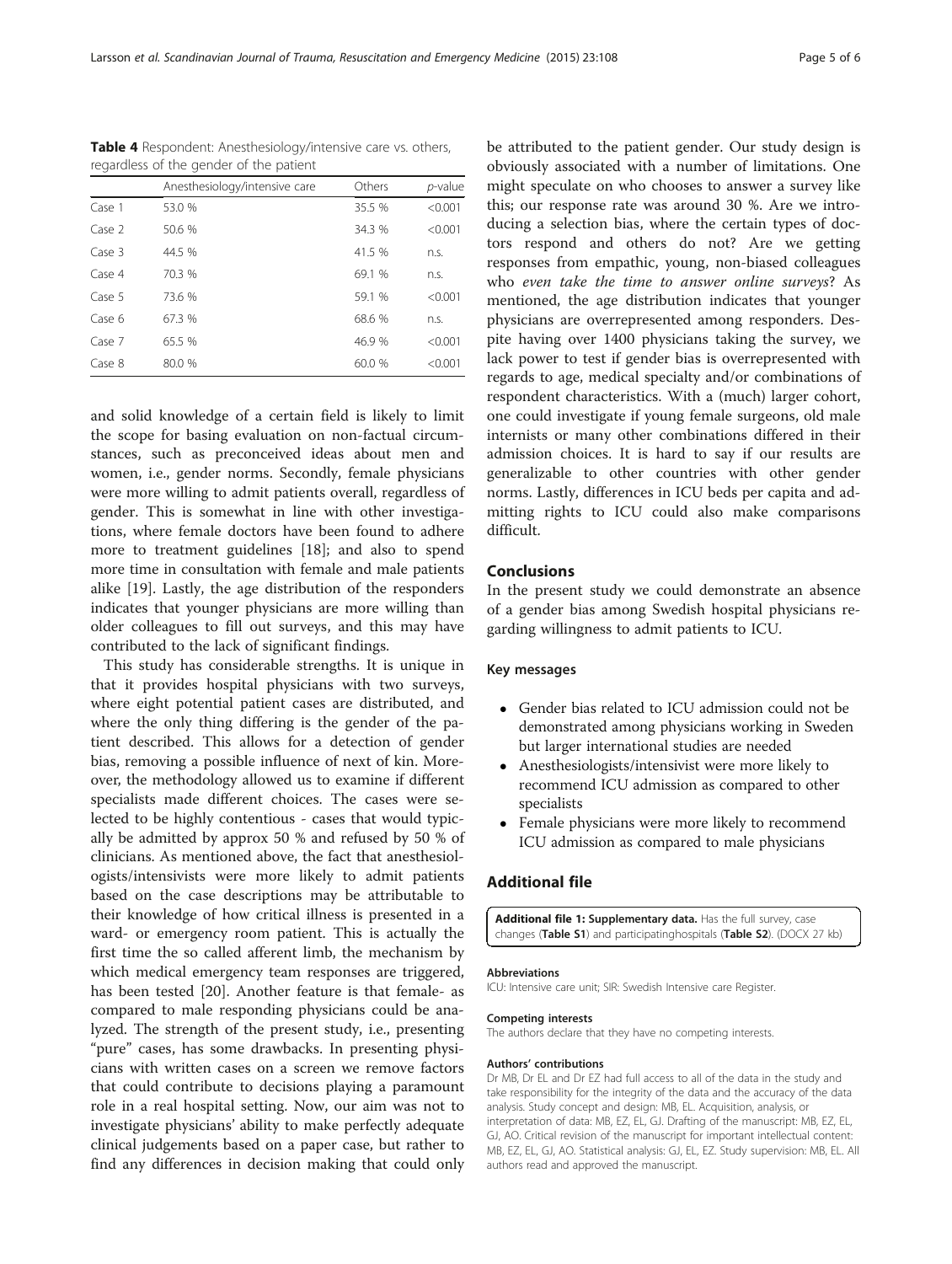**Table 4** Respondent: Anesthesiology/intensive care vs. others, regardless of the gender of the patient

| | Anesthesiology/intensive care | Others | *p*-value |
|---|---|---|---|
| Case 1 | 53.0 % | 35.5 % | <0.001 |
| Case 2 | 50.6 % | 34.3 % | <0.001 |
| Case 3 | 44.5 % | 41.5 % | n.s. |
| Case 4 | 70.3 % | 69.1 % | n.s. |
| Case 5 | 73.6 % | 59.1 % | <0.001 |
| Case 6 | 67.3 % | 68.6 % | n.s. |
| Case 7 | 65.5 % | 46.9 % | <0.001 |
| Case 8 | 80.0 % | 60.0 % | <0.001 |

and solid knowledge of a certain field is likely to limit the scope for basing evaluation on non-factual circumstances, such as preconceived ideas about men and women, i.e., gender norms. Secondly, female physicians were more willing to admit patients overall, regardless of gender. This is somewhat in line with other investigations, where female doctors have been found to adhere more to treatment guidelines [18]; and also to spend more time in consultation with female and male patients alike [19]. Lastly, the age distribution of the responders indicates that younger physicians are more willing than older colleagues to fill out surveys, and this may have contributed to the lack of significant findings.

This study has considerable strengths. It is unique in that it provides hospital physicians with two surveys, where eight potential patient cases are distributed, and where the only thing differing is the gender of the patient described. This allows for a detection of gender bias, removing a possible influence of next of kin. Moreover, the methodology allowed us to examine if different specialists made different choices. The cases were selected to be highly contentious - cases that would typically be admitted by approx 50 % and refused by 50 % of clinicians. As mentioned above, the fact that anesthesiologists/intensivists were more likely to admit patients based on the case descriptions may be attributable to their knowledge of how critical illness is presented in a ward- or emergency room patient. This is actually the first time the so called afferent limb, the mechanism by which medical emergency team responses are triggered, has been tested [20]. Another feature is that female- as compared to male responding physicians could be analyzed. The strength of the present study, i.e., presenting "pure" cases, has some drawbacks. In presenting physicians with written cases on a screen we remove factors that could contribute to decisions playing a paramount role in a real hospital setting. Now, our aim was not to investigate physicians' ability to make perfectly adequate clinical judgements based on a paper case, but rather to find any differences in decision making that could only be attributed to the patient gender. Our study design is obviously associated with a number of limitations. One might speculate on who chooses to answer a survey like this; our response rate was around 30 %. Are we introducing a selection bias, where the certain types of doctors respond and others do not? Are we getting responses from empathic, young, non-biased colleagues who *even take the time to answer online surveys*? As mentioned, the age distribution indicates that younger physicians are overrepresented among responders. Despite having over 1400 physicians taking the survey, we lack power to test if gender bias is overrepresented with regards to age, medical specialty and/or combinations of respondent characteristics. With a (much) larger cohort, one could investigate if young female surgeons, old male internists or many other combinations differed in their admission choices. It is hard to say if our results are generalizable to other countries with other gender norms. Lastly, differences in ICU beds per capita and admitting rights to ICU could also make comparisons difficult.

## Conclusions

In the present study we could demonstrate an absence of a gender bias among Swedish hospital physicians regarding willingness to admit patients to ICU.

### Key messages

- Gender bias related to ICU admission could not be demonstrated among physicians working in Sweden but larger international studies are needed
- Anesthesiologists/intensivist were more likely to recommend ICU admission as compared to other specialists
- Female physicians were more likely to recommend ICU admission as compared to male physicians

## Additional file

**Additional file 1: Supplementary data.** Has the full survey, case changes (**Table S1**) and participatinghospitals (**Table S2**). (DOCX 27 kb)

#### Abbreviations

ICU: Intensive care unit; SIR: Swedish Intensive care Register.

#### Competing interests

The authors declare that they have no competing interests.

#### Authors' contributions

Dr MB, Dr EL and Dr EZ had full access to all of the data in the study and take responsibility for the integrity of the data and the accuracy of the data analysis. Study concept and design: MB, EL. Acquisition, analysis, or interpretation of data: MB, EZ, EL, GJ. Drafting of the manuscript: MB, EZ, EL, GJ, AO. Critical revision of the manuscript for important intellectual content: MB, EZ, EL, GJ, AO. Statistical analysis: GJ, EL, EZ. Study supervision: MB, EL. All authors read and approved the manuscript.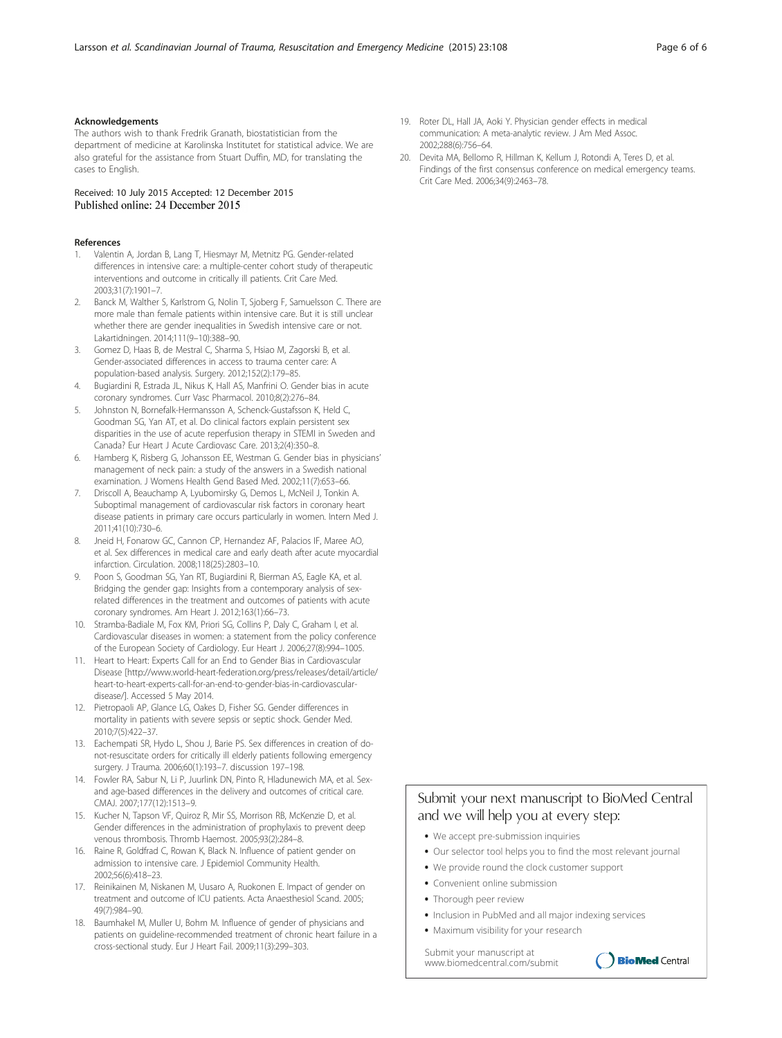### Acknowledgements

The authors wish to thank Fredrik Granath, biostatistician from the department of medicine at Karolinska Institutet for statistical advice. We are also grateful for the assistance from Stuart Duffin, MD, for translating the cases to English.

Received: 10 July 2015 Accepted: 12 December 2015
Published online: 24 December 2015

### References

1. Valentin A, Jordan B, Lang T, Hiesmayr M, Metnitz PG. Gender-related differences in intensive care: a multiple-center cohort study of therapeutic interventions and outcome in critically ill patients. Crit Care Med. 2003;31(7):1901–7.
2. Banck M, Walther S, Karlstrom G, Nolin T, Sjoberg F, Samuelsson C. There are more male than female patients within intensive care. But it is still unclear whether there are gender inequalities in Swedish intensive care or not. Lakartidningen. 2014;111(9–10):388–90.
3. Gomez D, Haas B, de Mestral C, Sharma S, Hsiao M, Zagorski B, et al. Gender-associated differences in access to trauma center care: A population-based analysis. Surgery. 2012;152(2):179–85.
4. Bugiardini R, Estrada JL, Nikus K, Hall AS, Manfrini O. Gender bias in acute coronary syndromes. Curr Vasc Pharmacol. 2010;8(2):276–84.
5. Johnston N, Bornefalk-Hermansson A, Schenck-Gustafsson K, Held C, Goodman SG, Yan AT, et al. Do clinical factors explain persistent sex disparities in the use of acute reperfusion therapy in STEMI in Sweden and Canada? Eur Heart J Acute Cardiovasc Care. 2013;2(4):350–8.
6. Hamberg K, Risberg G, Johansson EE, Westman G. Gender bias in physicians' management of neck pain: a study of the answers in a Swedish national examination. J Womens Health Gend Based Med. 2002;11(7):653–66.
7. Driscoll A, Beauchamp A, Lyubomirsky G, Demos L, McNeil J, Tonkin A. Suboptimal management of cardiovascular risk factors in coronary heart disease patients in primary care occurs particularly in women. Intern Med J. 2011;41(10):730–6.
8. Jneid H, Fonarow GC, Cannon CP, Hernandez AF, Palacios IF, Maree AO, et al. Sex differences in medical care and early death after acute myocardial infarction. Circulation. 2008;118(25):2803–10.
9. Poon S, Goodman SG, Yan RT, Bugiardini R, Bierman AS, Eagle KA, et al. Bridging the gender gap: Insights from a contemporary analysis of sex-related differences in the treatment and outcomes of patients with acute coronary syndromes. Am Heart J. 2012;163(1):66–73.
10. Stramba-Badiale M, Fox KM, Priori SG, Collins P, Daly C, Graham I, et al. Cardiovascular diseases in women: a statement from the policy conference of the European Society of Cardiology. Eur Heart J. 2006;27(8):994–1005.
11. Heart to Heart: Experts Call for an End to Gender Bias in Cardiovascular Disease [http://www.world-heart-federation.org/press/releases/detail/article/heart-to-heart-experts-call-for-an-end-to-gender-bias-in-cardiovascular-disease/]. Accessed 5 May 2014.
12. Pietropaoli AP, Glance LG, Oakes D, Fisher SG. Gender differences in mortality in patients with severe sepsis or septic shock. Gender Med. 2010;7(5):422–37.
13. Eachempati SR, Hydo L, Shou J, Barie PS. Sex differences in creation of do-not-resuscitate orders for critically ill elderly patients following emergency surgery. J Trauma. 2006;60(1):193–7. discussion 197–198.
14. Fowler RA, Sabur N, Li P, Juurlink DN, Pinto R, Hladunewich MA, et al. Sex-and age-based differences in the delivery and outcomes of critical care. CMAJ. 2007;177(12):1513–9.
15. Kucher N, Tapson VF, Quiroz R, Mir SS, Morrison RB, McKenzie D, et al. Gender differences in the administration of prophylaxis to prevent deep venous thrombosis. Thromb Haemost. 2005;93(2):284–8.
16. Raine R, Goldfrad C, Rowan K, Black N. Influence of patient gender on admission to intensive care. J Epidemiol Community Health. 2002;56(6):418–23.
17. Reinikainen M, Niskanen M, Uusaro A, Ruokonen E. Impact of gender on treatment and outcome of ICU patients. Acta Anaesthesiol Scand. 2005;49(7):984–90.
18. Baumhakel M, Muller U, Bohm M. Influence of gender of physicians and patients on guideline-recommended treatment of chronic heart failure in a cross-sectional study. Eur J Heart Fail. 2009;11(3):299–303.
19. Roter DL, Hall JA, Aoki Y. Physician gender effects in medical communication: A meta-analytic review. J Am Med Assoc. 2002;288(6):756–64.
20. Devita MA, Bellomo R, Hillman K, Kellum J, Rotondi A, Teres D, et al. Findings of the first consensus conference on medical emergency teams. Crit Care Med. 2006;34(9):2463–78.

Submit your next manuscript to BioMed Central and we will help you at every step:

- We accept pre-submission inquiries
- Our selector tool helps you to find the most relevant journal
- We provide round the clock customer support
- Convenient online submission
- Thorough peer review
- Inclusion in PubMed and all major indexing services
- Maximum visibility for your research

Submit your manuscript at
www.biomedcentral.com/submit

BioMed Central